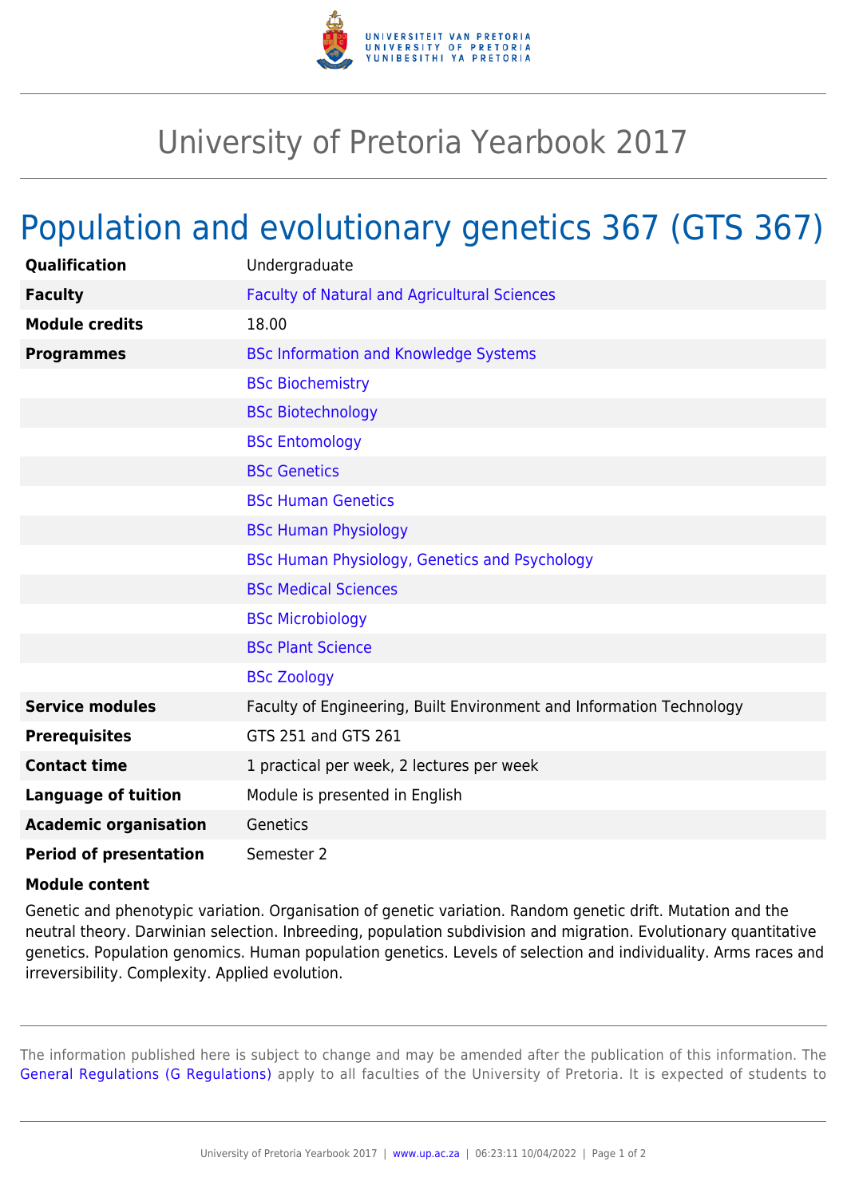# University of Pretoria Yearbook 2017

## Population and evolutionary genetics 367 (GTS 367)

| | |
|---|---|
| **Qualification** | Undergraduate |
| **Faculty** | Faculty of Natural and Agricultural Sciences |
| **Module credits** | 18.00 |
| **Programmes** | BSc Information and Knowledge Systems |
| | BSc Biochemistry |
| | BSc Biotechnology |
| | BSc Entomology |
| | BSc Genetics |
| | BSc Human Genetics |
| | BSc Human Physiology |
| | BSc Human Physiology, Genetics and Psychology |
| | BSc Medical Sciences |
| | BSc Microbiology |
| | BSc Plant Science |
| | BSc Zoology |
| **Service modules** | Faculty of Engineering, Built Environment and Information Technology |
| **Prerequisites** | GTS 251 and GTS 261 |
| **Contact time** | 1 practical per week, 2 lectures per week |
| **Language of tuition** | Module is presented in English |
| **Academic organisation** | Genetics |
| **Period of presentation** | Semester 2 |

**Module content**

Genetic and phenotypic variation. Organisation of genetic variation. Random genetic drift. Mutation and the neutral theory. Darwinian selection. Inbreeding, population subdivision and migration. Evolutionary quantitative genetics. Population genomics. Human population genetics. Levels of selection and individuality. Arms races and irreversibility. Complexity. Applied evolution.

The information published here is subject to change and may be amended after the publication of this information. The General Regulations (G Regulations) apply to all faculties of the University of Pretoria. It is expected of students to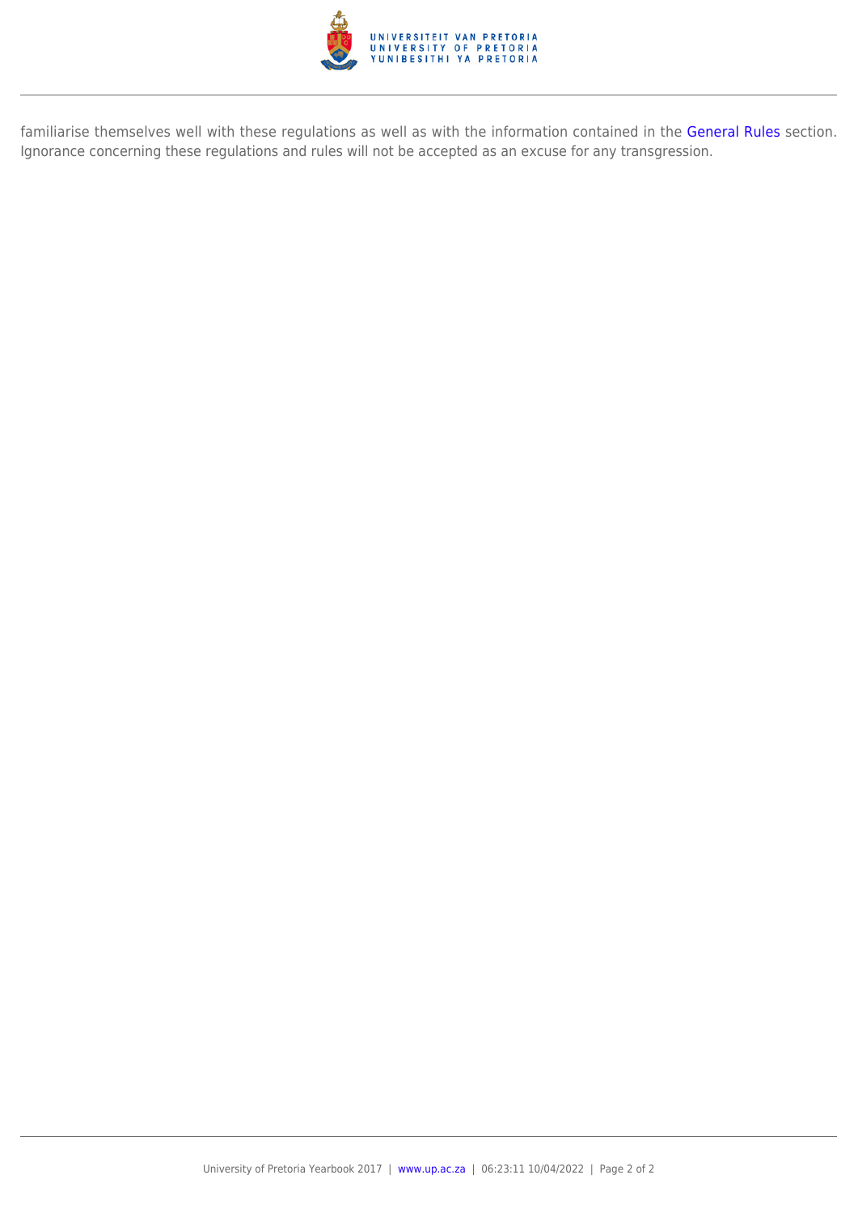familiarise themselves well with these regulations as well as with the information contained in the General Rules section. Ignorance concerning these regulations and rules will not be accepted as an excuse for any transgression.